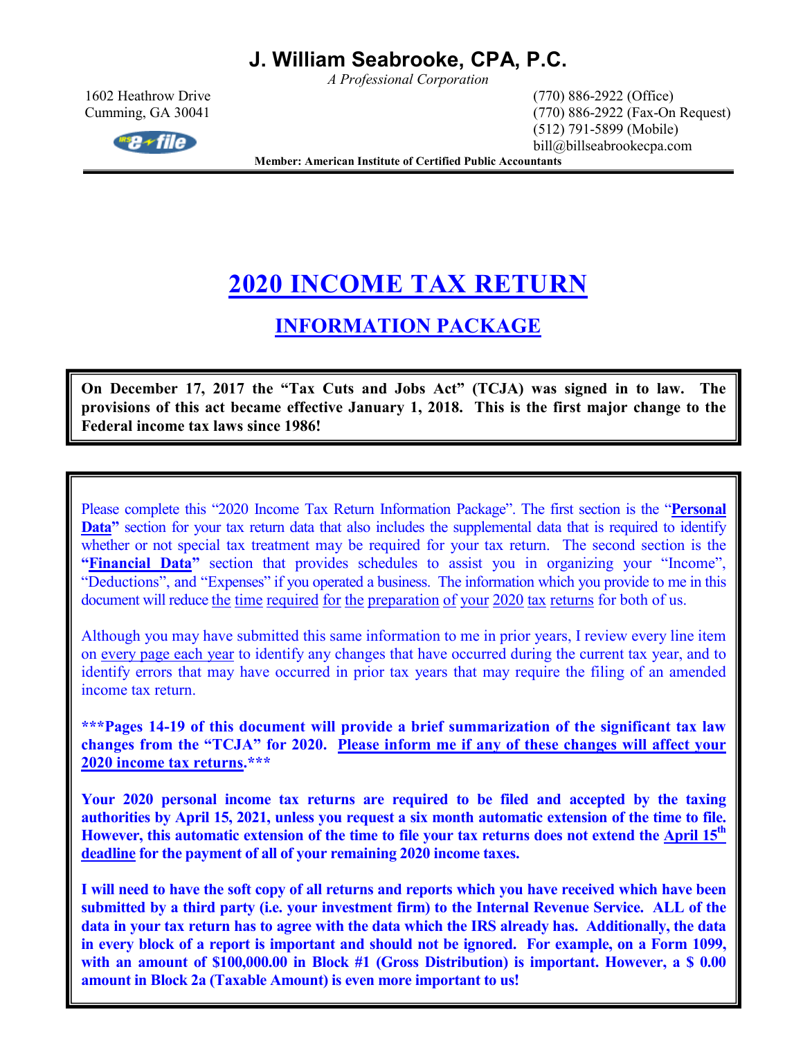# J. William Seabrooke, CPA, P.C.

*A Professional Corporation*

1602 Heathrow Drive
Cumming, GA 30041

(770) 886-2922 (Office)
(770) 886-2922 (Fax-On Request)
(512) 791-5899 (Mobile)
bill@billseabrookecpa.com

**Member: American Institute of Certified Public Accountants**

# 2020 INCOME TAX RETURN

## INFORMATION PACKAGE

**On December 17, 2017 the "Tax Cuts and Jobs Act" (TCJA) was signed in to law. The provisions of this act became effective January 1, 2018. This is the first major change to the Federal income tax laws since 1986!**

Please complete this "2020 Income Tax Return Information Package". The first section is the "**Personal Data**" section for your tax return data that also includes the supplemental data that is required to identify whether or not special tax treatment may be required for your tax return. The second section is the **"Financial Data"** section that provides schedules to assist you in organizing your "Income", "Deductions", and "Expenses" if you operated a business. The information which you provide to me in this document will reduce the time required for the preparation of your 2020 tax returns for both of us.

Although you may have submitted this same information to me in prior years, I review every line item on every page each year to identify any changes that have occurred during the current tax year, and to identify errors that may have occurred in prior tax years that may require the filing of an amended income tax return.

**\*\*\*Pages 14-19 of this document will provide a brief summarization of the significant tax law changes from the "TCJA" for 2020. Please inform me if any of these changes will affect your 2020 income tax returns.\*\*\***

**Your 2020 personal income tax returns are required to be filed and accepted by the taxing authorities by April 15, 2021, unless you request a six month automatic extension of the time to file. However, this automatic extension of the time to file your tax returns does not extend the April 15th deadline for the payment of all of your remaining 2020 income taxes.**

**I will need to have the soft copy of all returns and reports which you have received which have been submitted by a third party (i.e. your investment firm) to the Internal Revenue Service. ALL of the data in your tax return has to agree with the data which the IRS already has. Additionally, the data in every block of a report is important and should not be ignored. For example, on a Form 1099, with an amount of $100,000.00 in Block #1 (Gross Distribution) is important. However, a $ 0.00 amount in Block 2a (Taxable Amount) is even more important to us!**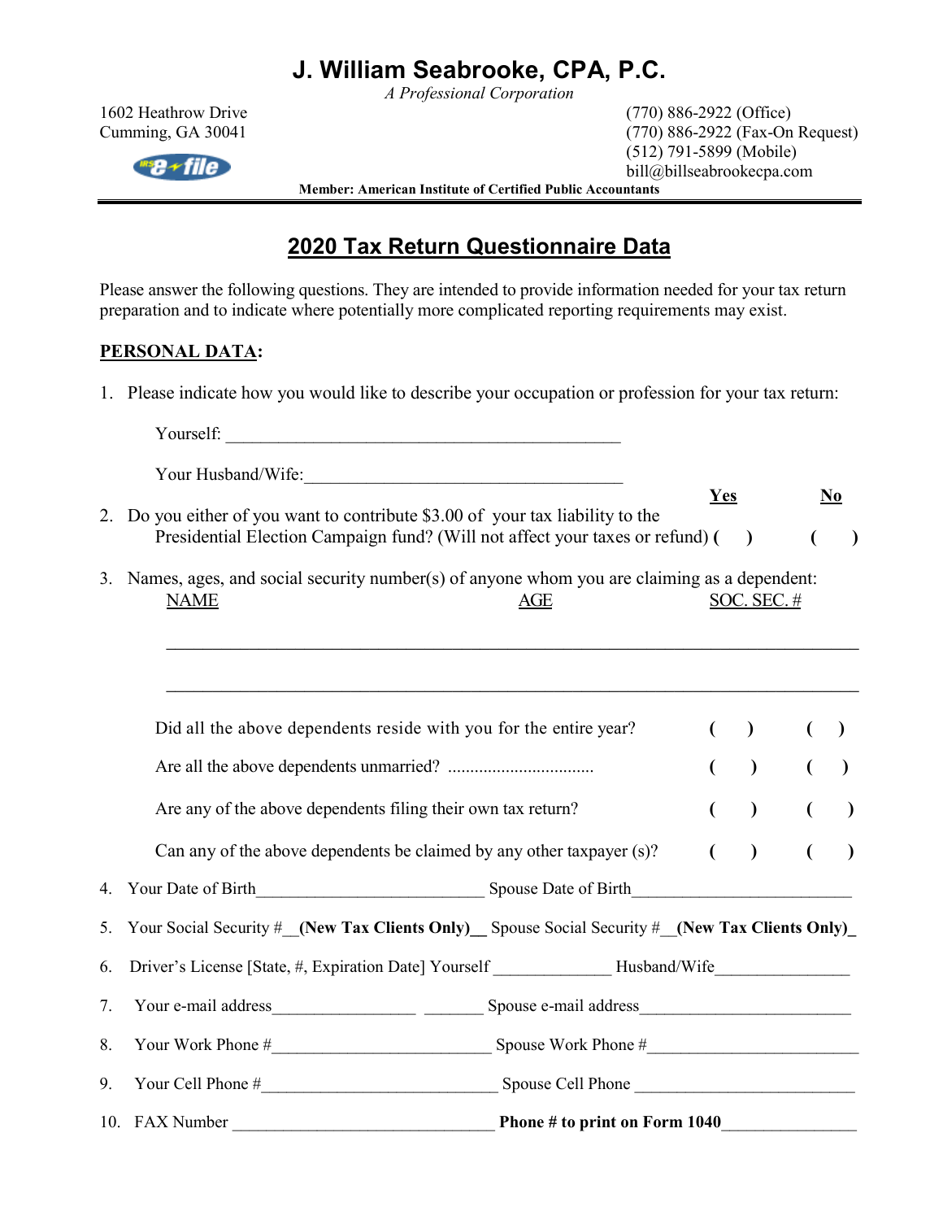# J. William Seabrooke, CPA, P.C.

*A Professional Corporation*

1602 Heathrow Drive
Cumming, GA 30041

(770) 886-2922 (Office)
(770) 886-2922 (Fax-On Request)
(512) 791-5899 (Mobile)
bill@billseabrookecpa.com

**Member: American Institute of Certified Public Accountants**

## 2020 Tax Return Questionnaire Data

Please answer the following questions. They are intended to provide information needed for your tax return preparation and to indicate where potentially more complicated reporting requirements may exist.

**PERSONAL DATA:**

1. Please indicate how you would like to describe your occupation or profession for your tax return:

   Yourself: _______________________________________________

   Your Husband/Wife:_____________________________________

2. Do you either of you want to contribute $3.00 of your tax liability to the Presidential Election Campaign fund? (Will not affect your taxes or refund) **Yes** ( ) **No** ( )

3. Names, ages, and social security number(s) of anyone whom you are claiming as a dependent:

| NAME | AGE | SOC. SEC. # |
|---|---|---|
| | | |
| | | |

| | Yes | No |
|---|---|---|
| Did all the above dependents reside with you for the entire year? | ( ) | ( ) |
| Are all the above dependents unmarried? ................................ | ( ) | ( ) |
| Are any of the above dependents filing their own tax return? | ( ) | ( ) |
| Can any of the above dependents be claimed by any other taxpayer (s)? | ( ) | ( ) |

4. Your Date of Birth__________________________ Spouse Date of Birth_________________________

5. Your Social Security #__**(New Tax Clients Only)**__ Spouse Social Security #__**(New Tax Clients Only)**_

6. Driver's License [State, #, Expiration Date] Yourself _____________ Husband/Wife_______________

7. Your e-mail address________________ _______ Spouse e-mail address________________________

8. Your Work Phone #_________________________ Spouse Work Phone #________________________

9. Your Cell Phone #___________________________ Spouse Cell Phone _________________________

10. FAX Number ______________________________ **Phone # to print on Form 1040**_______________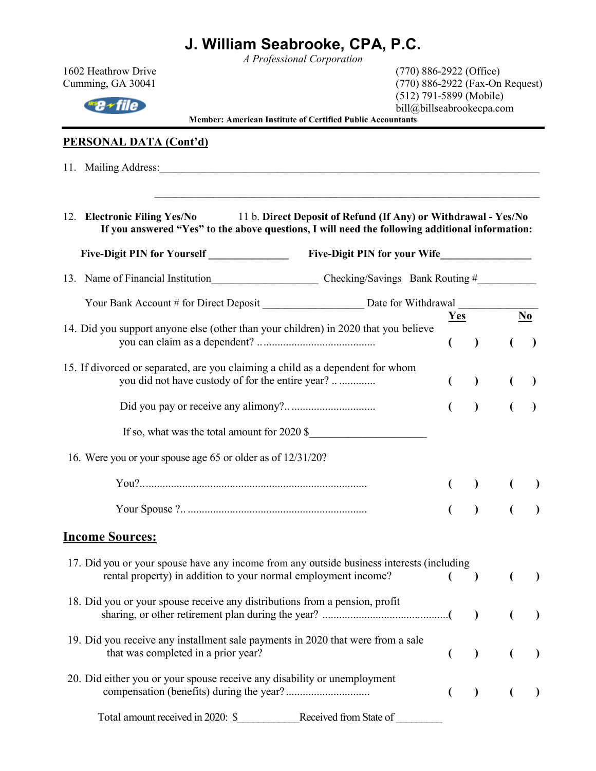# J. William Seabrooke, CPA, P.C.

*A Professional Corporation*

1602 Heathrow Drive
Cumming, GA 30041

(770) 886-2922 (Office)
(770) 886-2922 (Fax-On Request)
(512) 791-5899 (Mobile)
bill@billseabrookecpa.com

**Member: American Institute of Certified Public Accountants**

---

## PERSONAL DATA (Cont'd)

11. Mailing Address:______________________________________________________________________

______________________________________________________________________

12. **Electronic Filing Yes/No** 11 b. **Direct Deposit of Refund (If Any) or Withdrawal - Yes/No**
**If you answered "Yes" to the above questions, I will need the following additional information:**

**Five-Digit PIN for Yourself** ______________ **Five-Digit PIN for your Wife**________________

13. Name of Financial Institution___________________ Checking/Savings Bank Routing #__________

Your Bank Account # for Direct Deposit __________________ Date for Withdrawal _____________

| | **Yes** | **No** |
|---|---|---|
| 14. Did you support anyone else (other than your children) in 2020 that you believe you can claim as a dependent? ......................................... | ( ) | ( ) |
| 15. If divorced or separated, are you claiming a child as a dependent for whom you did not have custody of for the entire year? .. ............ | ( ) | ( ) |
| Did you pay or receive any alimony?.. ............................. | ( ) | ( ) |

If so, what was the total amount for 2020 $____________________

16. Were you or your spouse age 65 or older as of 12/31/20?

| | | |
|---|---|---|
| You?............................................................................... | ( ) | ( ) |
| Your Spouse ?.. ............................................................... | ( ) | ( ) |

## Income Sources:

| | | |
|---|---|---|
| 17. Did you or your spouse have any income from any outside business interests (including rental property) in addition to your normal employment income? | ( ) | ( ) |
| 18. Did you or your spouse receive any distributions from a pension, profit sharing, or other retirement plan during the year? ............................................ | ( ) | ( ) |
| 19. Did you receive any installment sale payments in 2020 that were from a sale that was completed in a prior year? | ( ) | ( ) |
| 20. Did either you or your spouse receive any disability or unemployment compensation (benefits) during the year?............................. | ( ) | ( ) |

Total amount received in 2020: $___________Received from State of ________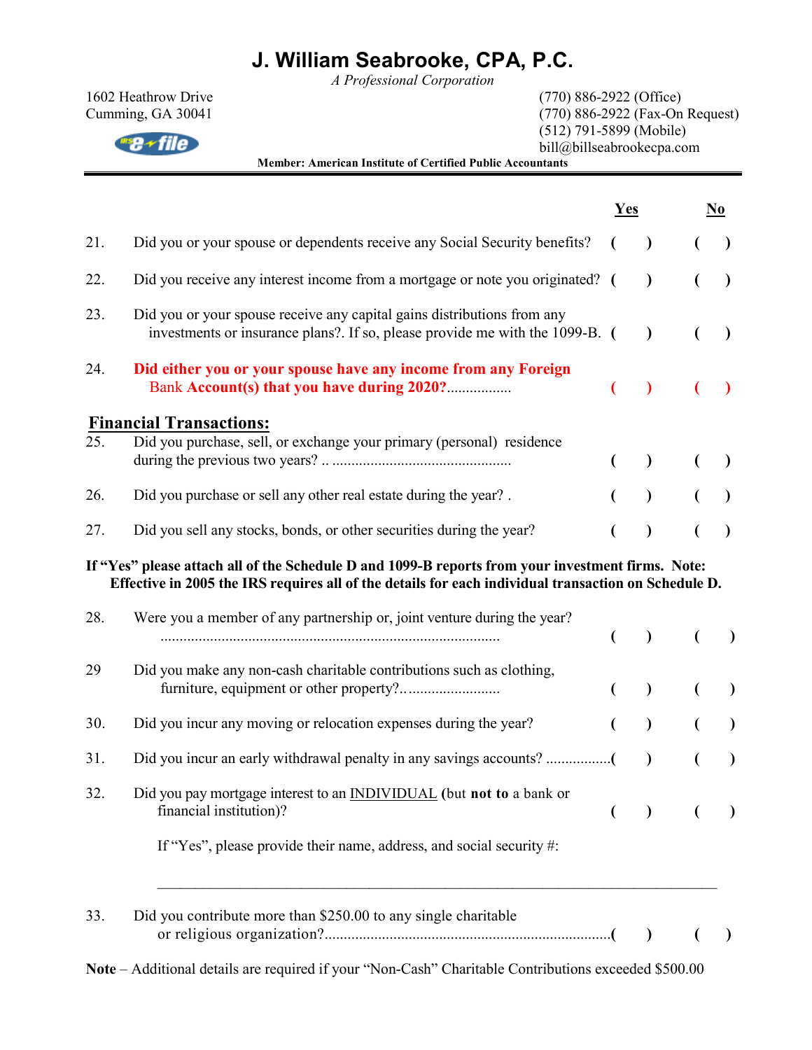# J. William Seabrooke, CPA, P.C.

*A Professional Corporation*

1602 Heathrow Drive
Cumming, GA 30041

(770) 886-2922 (Office)
(770) 886-2922 (Fax-On Request)
(512) 791-5899 (Mobile)
bill@billseabrookecpa.com

**Member: American Institute of Certified Public Accountants**

| | | Yes | No |
|---|---|---|---|
| 21. | Did you or your spouse or dependents receive any Social Security benefits? | ( ) | ( ) |
| 22. | Did you receive any interest income from a mortgage or note you originated? | ( ) | ( ) |
| 23. | Did you or your spouse receive any capital gains distributions from any investments or insurance plans?. If so, please provide me with the 1099-B. | ( ) | ( ) |
| 24. | **Did either you or your spouse have any income from any Foreign** Bank **Account(s) that you have during 2020?**................ | ( ) | ( ) |

## Financial Transactions:

| | | Yes | No |
|---|---|---|---|
| 25. | Did you purchase, sell, or exchange your primary (personal) residence during the previous two years? .. ............................................... | ( ) | ( ) |
| 26. | Did you purchase or sell any other real estate during the year? . | ( ) | ( ) |
| 27. | Did you sell any stocks, bonds, or other securities during the year? | ( ) | ( ) |

**If "Yes" please attach all of the Schedule D and 1099-B reports from your investment firms. Note: Effective in 2005 the IRS requires all of the details for each individual transaction on Schedule D.**

| | | Yes | No |
|---|---|---|---|
| 28. | Were you a member of any partnership or, joint venture during the year? ........................................................................................ | ( ) | ( ) |
| 29 | Did you make any non-cash charitable contributions such as clothing, furniture, equipment or other property?......................... | ( ) | ( ) |
| 30. | Did you incur any moving or relocation expenses during the year? | ( ) | ( ) |
| 31. | Did you incur an early withdrawal penalty in any savings accounts? ................. | ( ) | ( ) |
| 32. | Did you pay mortgage interest to an INDIVIDUAL **(**but **not to** a bank or financial institution)? | ( ) | ( ) |

If "Yes", please provide their name, address, and social security #:

______________________________________________________________________

| | | Yes | No |
|---|---|---|---|
| 33. | Did you contribute more than $250.00 to any single charitable or religious organization?.......................................................................... | ( ) | ( ) |

**Note** – Additional details are required if your "Non-Cash" Charitable Contributions exceeded $500.00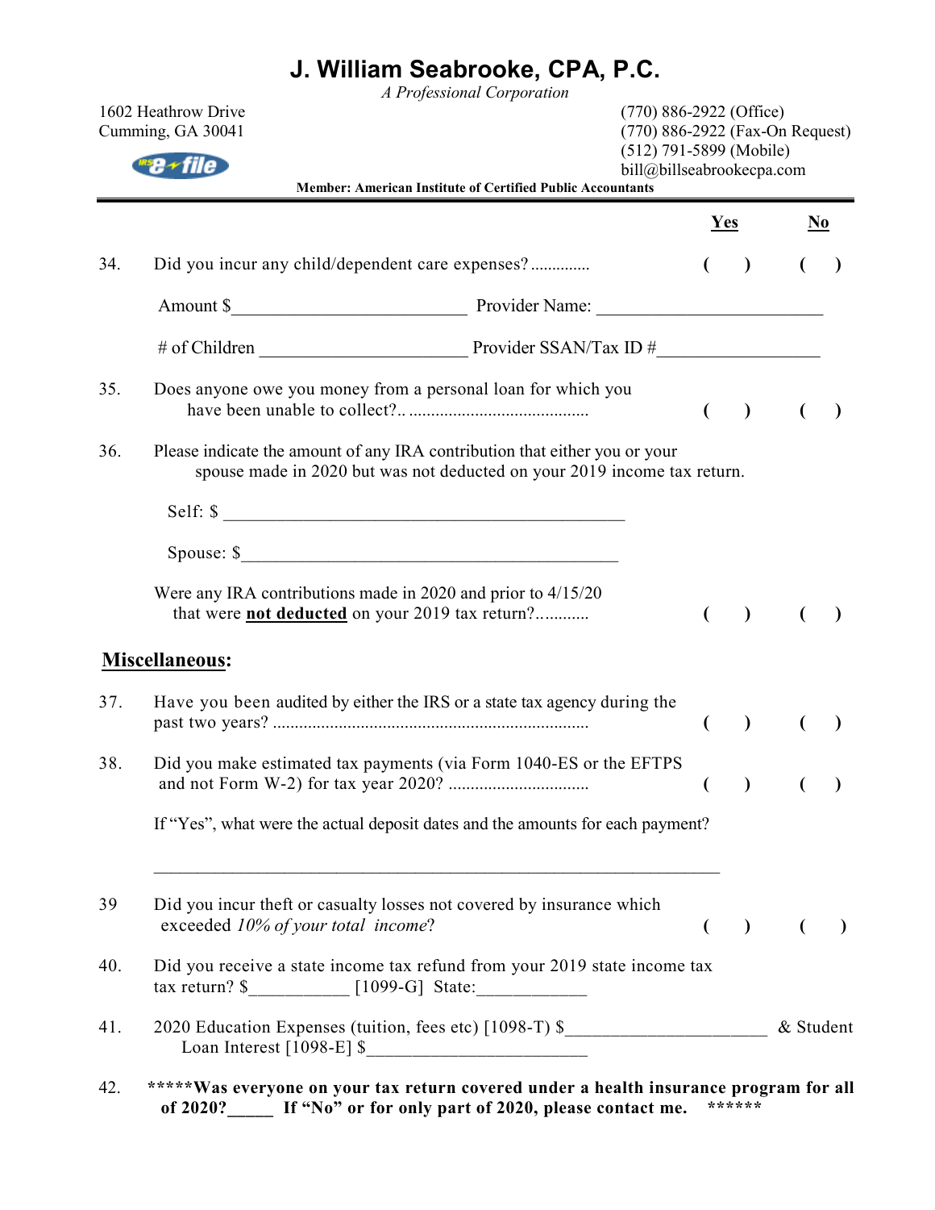# J. William Seabrooke, CPA, P.C.

*A Professional Corporation*

1602 Heathrow Drive
Cumming, GA 30041

(770) 886-2922 (Office)
(770) 886-2922 (Fax-On Request)
(512) 791-5899 (Mobile)
bill@billseabrookecpa.com

**Member: American Institute of Certified Public Accountants**

| | | **Yes** | **No** |
|---|---|---|---|
| 34. | Did you incur any child/dependent care expenses? .............. | ( ) | ( ) |

Amount $_________________________ Provider Name: ________________________

# of Children _____________________ Provider SSAN/Tax ID #_________________

| | | | |
|---|---|---|---|
| 35. | Does anyone owe you money from a personal loan for which you have been unable to collect?.. ......................................... | ( ) | ( ) |

36. Please indicate the amount of any IRA contribution that either you or your spouse made in 2020 but was not deducted on your 2019 income tax return.

Self: $ ____________________________________________

Spouse: $_________________________________________

| | | | |
|---|---|---|---|
| | Were any IRA contributions made in 2020 and prior to 4/15/20 that were **not deducted** on your 2019 tax return?............ | ( ) | ( ) |

## Miscellaneous:

| | | | |
|---|---|---|---|
| 37. | Have you been audited by either the IRS or a state tax agency during the past two years? ...................................................................... | ( ) | ( ) |
| 38. | Did you make estimated tax payments (via Form 1040-ES or the EFTPS and not Form W-2) for tax year 2020? ............................... | ( ) | ( ) |

If "Yes", what were the actual deposit dates and the amounts for each payment?

_______________________________________________________________

| | | | |
|---|---|---|---|
| 39 | Did you incur theft or casualty losses not covered by insurance which exceeded *10% of your total income*? | ( ) | ( ) |

40. Did you receive a state income tax refund from your 2019 state income tax tax return? $___________ [1099-G] State:____________

41. 2020 Education Expenses (tuition, fees etc) [1098-T] $______________________ & Student Loan Interest [1098-E] $________________________

42. **\*\*\*\*\*Was everyone on your tax return covered under a health insurance program for all of 2020?_____ If "No" or for only part of 2020, please contact me. \*\*\*\*\*\***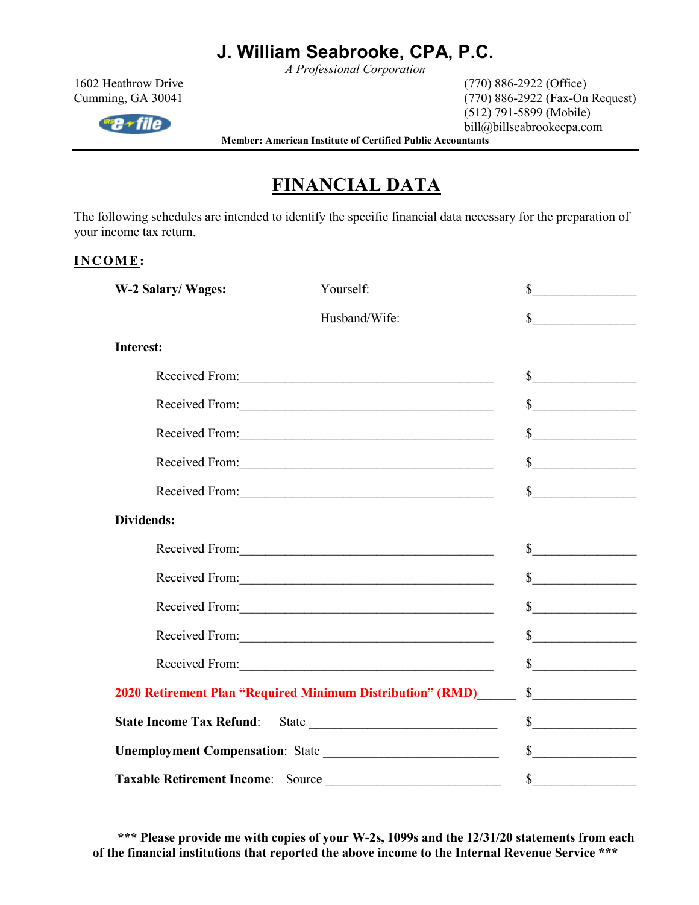# J. William Seabrooke, CPA, P.C.

*A Professional Corporation*

1602 Heathrow Drive
Cumming, GA 30041

(770) 886-2922 (Office)
(770) 886-2922 (Fax-On Request)
(512) 791-5899 (Mobile)
bill@billseabrookecpa.com

**Member: American Institute of Certified Public Accountants**

## FINANCIAL DATA

The following schedules are intended to identify the specific financial data necessary for the preparation of your income tax return.

**INCOME:**

**W-2 Salary/ Wages:** Yourself: $________________

Husband/Wife: $________________

**Interest:**

Received From:________________________________________ $________________

Received From:________________________________________ $________________

Received From:________________________________________ $________________

Received From:________________________________________ $________________

Received From:________________________________________ $________________

**Dividends:**

Received From:________________________________________ $________________

Received From:________________________________________ $________________

Received From:________________________________________ $________________

Received From:________________________________________ $________________

Received From:________________________________________ $________________

**2020 Retirement Plan "Required Minimum Distribution" (RMD)**______ $________________

**State Income Tax Refund**: State ______________________________ $________________

**Unemployment Compensation**: State ___________________________ $________________

**Taxable Retirement Income**: Source ___________________________ $________________

**\*\*\* Please provide me with copies of your W-2s, 1099s and the 12/31/20 statements from each of the financial institutions that reported the above income to the Internal Revenue Service \*\*\***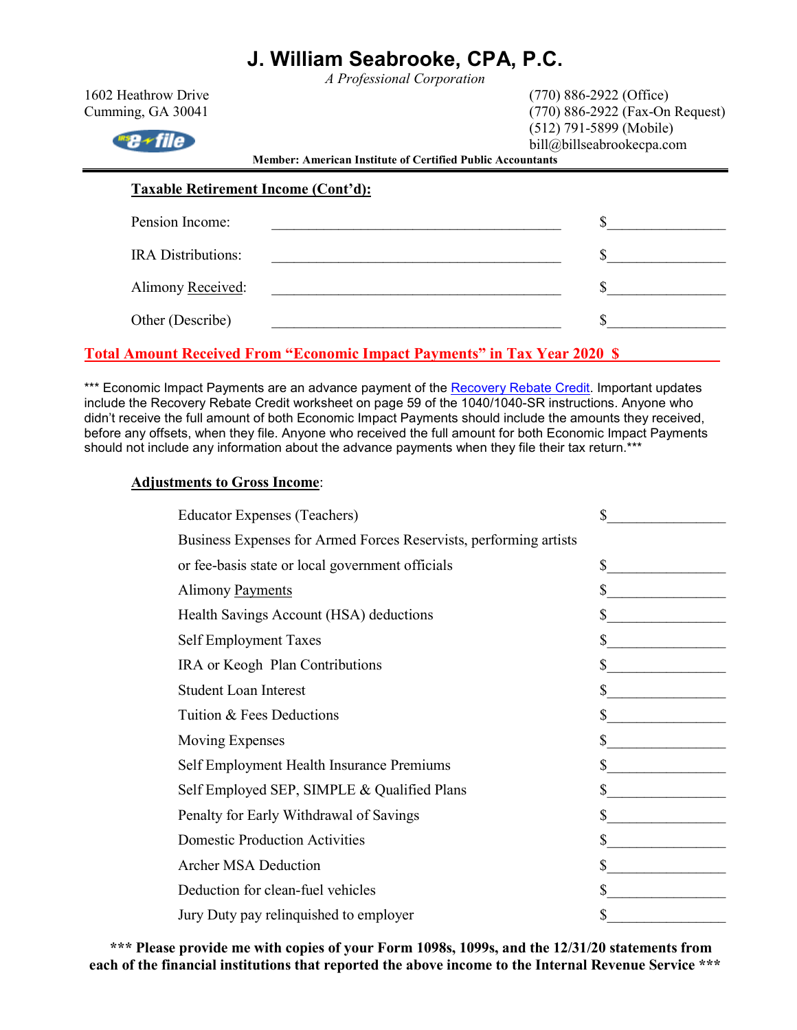# J. William Seabrooke, CPA, P.C.

*A Professional Corporation*

1602 Heathrow Drive
Cumming, GA 30041

(770) 886-2922 (Office)
(770) 886-2922 (Fax-On Request)
(512) 791-5899 (Mobile)
bill@billseabrookecpa.com

**Member: American Institute of Certified Public Accountants**

---

**Taxable Retirement Income (Cont'd):**

| | | |
|---|---|---|
| Pension Income: | ________________________________________ | $_______________ |
| IRA Distributions: | ________________________________________ | $_______________ |
| Alimony Received: | ________________________________________ | $_______________ |
| Other (Describe) | ________________________________________ | $_______________ |

**Total Amount Received From "Economic Impact Payments" in Tax Year 2020 $ ____________**

\*\*\* Economic Impact Payments are an advance payment of the Recovery Rebate Credit. Important updates include the Recovery Rebate Credit worksheet on page 59 of the 1040/1040-SR instructions. Anyone who didn't receive the full amount of both Economic Impact Payments should include the amounts they received, before any offsets, when they file. Anyone who received the full amount for both Economic Impact Payments should not include any information about the advance payments when they file their tax return.\*\*\*

**Adjustments to Gross Income:**

| | |
|---|---|
| Educator Expenses (Teachers) | $_______________ |
| Business Expenses for Armed Forces Reservists, performing artists or fee-basis state or local government officials | $_______________ |
| Alimony Payments | $_______________ |
| Health Savings Account (HSA) deductions | $_______________ |
| Self Employment Taxes | $_______________ |
| IRA or Keogh Plan Contributions | $_______________ |
| Student Loan Interest | $_______________ |
| Tuition & Fees Deductions | $_______________ |
| Moving Expenses | $_______________ |
| Self Employment Health Insurance Premiums | $_______________ |
| Self Employed SEP, SIMPLE & Qualified Plans | $_______________ |
| Penalty for Early Withdrawal of Savings | $_______________ |
| Domestic Production Activities | $_______________ |
| Archer MSA Deduction | $_______________ |
| Deduction for clean-fuel vehicles | $_______________ |
| Jury Duty pay relinquished to employer | $_______________ |

**\*\*\* Please provide me with copies of your Form 1098s, 1099s, and the 12/31/20 statements from each of the financial institutions that reported the above income to the Internal Revenue Service \*\*\***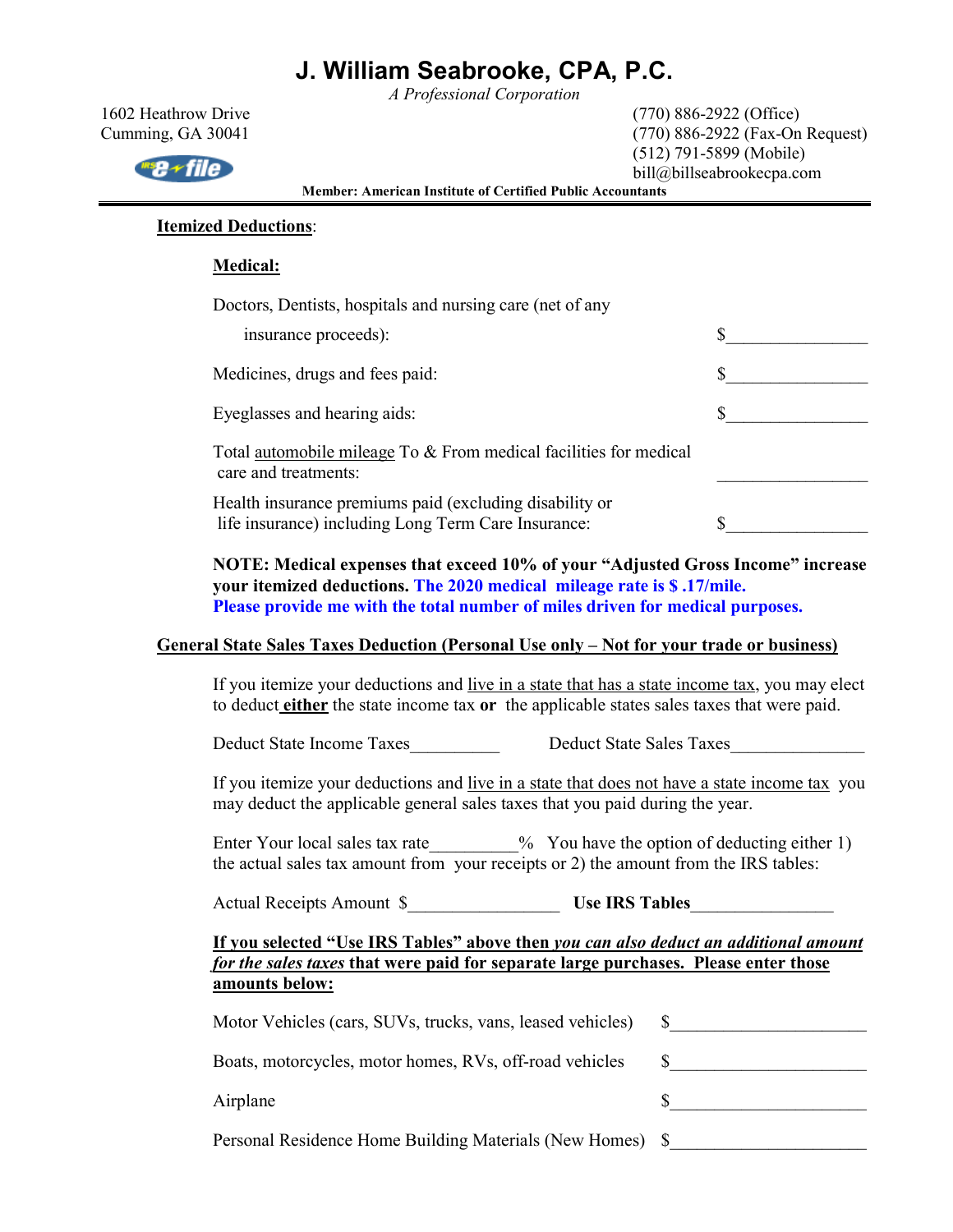# J. William Seabrooke, CPA, P.C.

*A Professional Corporation*

1602 Heathrow Drive
Cumming, GA 30041

(770) 886-2922 (Office)
(770) 886-2922 (Fax-On Request)
(512) 791-5899 (Mobile)
bill@billseabrookecpa.com

**Member: American Institute of Certified Public Accountants**

---

## Itemized Deductions:

### Medical:

Doctors, Dentists, hospitals and nursing care (net of any insurance proceeds): $________________

Medicines, drugs and fees paid: $________________

Eyeglasses and hearing aids: $________________

Total automobile mileage To & From medical facilities for medical care and treatments: ________________

Health insurance premiums paid (excluding disability or life insurance) including Long Term Care Insurance: $________________

**NOTE: Medical expenses that exceed 10% of your "Adjusted Gross Income" increase your itemized deductions. The 2020 medical mileage rate is $ .17/mile. Please provide me with the total number of miles driven for medical purposes.**

## General State Sales Taxes Deduction (Personal Use only – Not for your trade or business)

If you itemize your deductions and live in a state that has a state income tax, you may elect to deduct **either** the state income tax **or** the applicable states sales taxes that were paid.

Deduct State Income Taxes__________ Deduct State Sales Taxes_______________

If you itemize your deductions and live in a state that does not have a state income tax you may deduct the applicable general sales taxes that you paid during the year.

Enter Your local sales tax rate__________% You have the option of deducting either 1) the actual sales tax amount from your receipts or 2) the amount from the IRS tables:

Actual Receipts Amount $_________________ **Use IRS Tables**________________

**If you selected "Use IRS Tables" above then *you can also deduct an additional amount for the sales taxes* that were paid for separate large purchases. Please enter those amounts below:**

Motor Vehicles (cars, SUVs, trucks, vans, leased vehicles) $______________________

Boats, motorcycles, motor homes, RVs, off-road vehicles $______________________

Airplane $______________________

Personal Residence Home Building Materials (New Homes) $______________________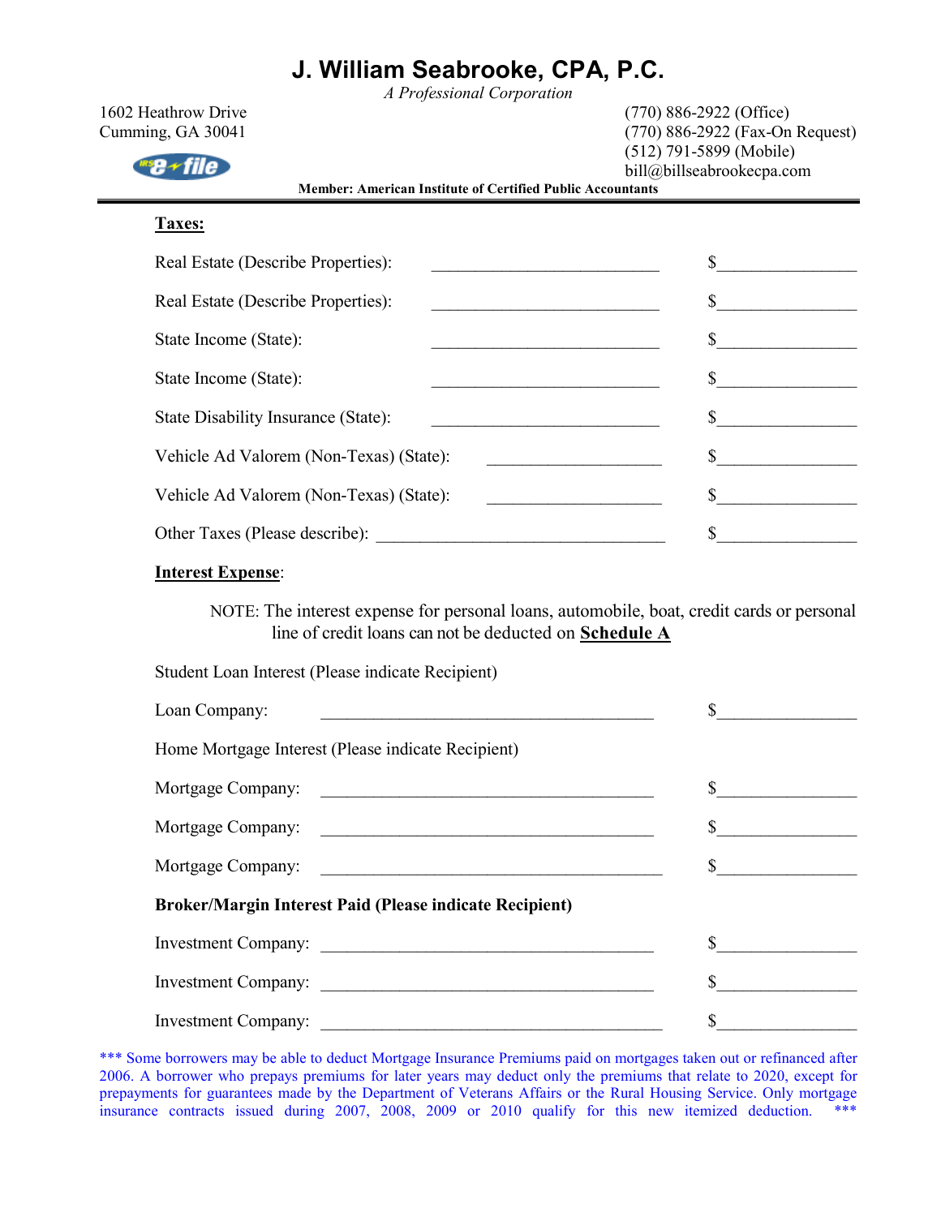# J. William Seabrooke, CPA, P.C.

*A Professional Corporation*

1602 Heathrow Drive
Cumming, GA 30041

(770) 886-2922 (Office)
(770) 886-2922 (Fax-On Request)
(512) 791-5899 (Mobile)
bill@billseabrookecpa.com

**Member: American Institute of Certified Public Accountants**

---

**Taxes:**

Real Estate (Describe Properties): ____________________________ $________________

Real Estate (Describe Properties): ____________________________ $________________

State Income (State): ____________________________ $________________

State Income (State): ____________________________ $________________

State Disability Insurance (State): ____________________________ $________________

Vehicle Ad Valorem (Non-Texas) (State): ______________________ $________________

Vehicle Ad Valorem (Non-Texas) (State): ______________________ $________________

Other Taxes (Please describe): ____________________________________ $________________

**Interest Expense**:

NOTE: The interest expense for personal loans, automobile, boat, credit cards or personal line of credit loans can not be deducted on **Schedule A**

Student Loan Interest (Please indicate Recipient)

Loan Company: ________________________________________ $________________

Home Mortgage Interest (Please indicate Recipient)

Mortgage Company: ________________________________________ $________________

Mortgage Company: ________________________________________ $________________

Mortgage Company: ________________________________________ $________________

**Broker/Margin Interest Paid (Please indicate Recipient)**

Investment Company: ________________________________________ $________________

Investment Company: ________________________________________ $________________

Investment Company: ________________________________________ $________________

*** Some borrowers may be able to deduct Mortgage Insurance Premiums paid on mortgages taken out or refinanced after 2006. A borrower who prepays premiums for later years may deduct only the premiums that relate to 2020, except for prepayments for guarantees made by the Department of Veterans Affairs or the Rural Housing Service. Only mortgage insurance contracts issued during 2007, 2008, 2009 or 2010 qualify for this new itemized deduction. ***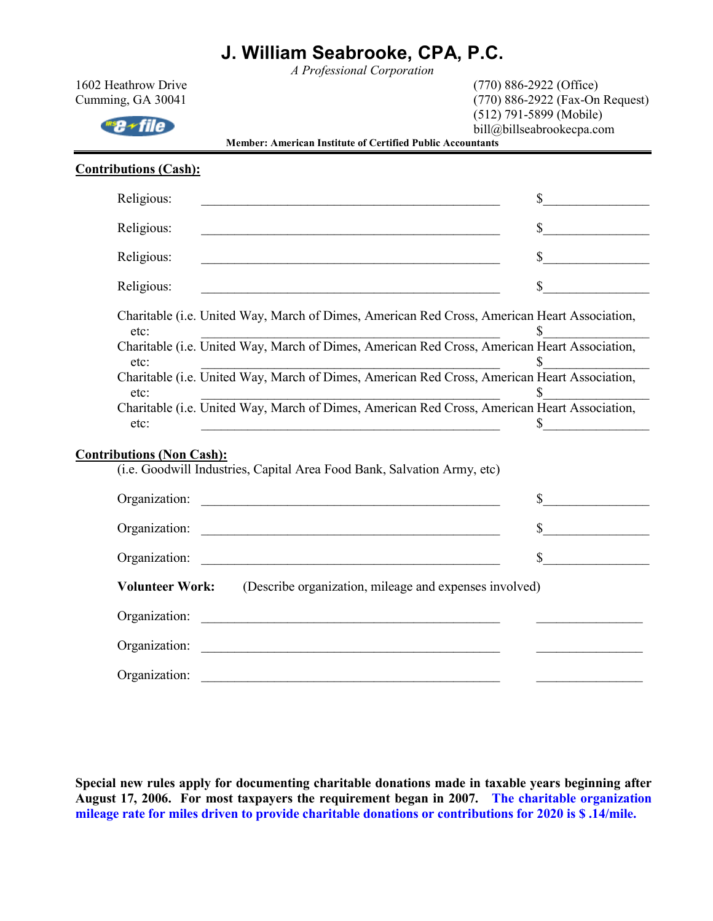# J. William Seabrooke, CPA, P.C.

*A Professional Corporation*

1602 Heathrow Drive
Cumming, GA 30041

(770) 886-2922 (Office)
(770) 886-2922 (Fax-On Request)
(512) 791-5899 (Mobile)
bill@billseabrookecpa.com

**Member: American Institute of Certified Public Accountants**

---

**Contributions (Cash):**

Religious: ______________________________________________ $_______________

Religious: ______________________________________________ $_______________

Religious: ______________________________________________ $_______________

Religious: ______________________________________________ $_______________

Charitable (i.e. United Way, March of Dimes, American Red Cross, American Heart Association, etc: ______________________________________________ $_______________

Charitable (i.e. United Way, March of Dimes, American Red Cross, American Heart Association, etc: ______________________________________________ $_______________

Charitable (i.e. United Way, March of Dimes, American Red Cross, American Heart Association, etc: ______________________________________________ $_______________

Charitable (i.e. United Way, March of Dimes, American Red Cross, American Heart Association, etc: ______________________________________________ $_______________

**Contributions (Non Cash):**

(i.e. Goodwill Industries, Capital Area Food Bank, Salvation Army, etc)

Organization: ______________________________________________ $_______________

Organization: ______________________________________________ $_______________

Organization: ______________________________________________ $_______________

**Volunteer Work:** (Describe organization, mileage and expenses involved)

Organization: ______________________________________________ _______________

Organization: ______________________________________________ _______________

Organization: ______________________________________________ _______________

**Special new rules apply for documenting charitable donations made in taxable years beginning after August 17, 2006. For most taxpayers the requirement began in 2007. The charitable organization mileage rate for miles driven to provide charitable donations or contributions for 2020 is $ .14/mile.**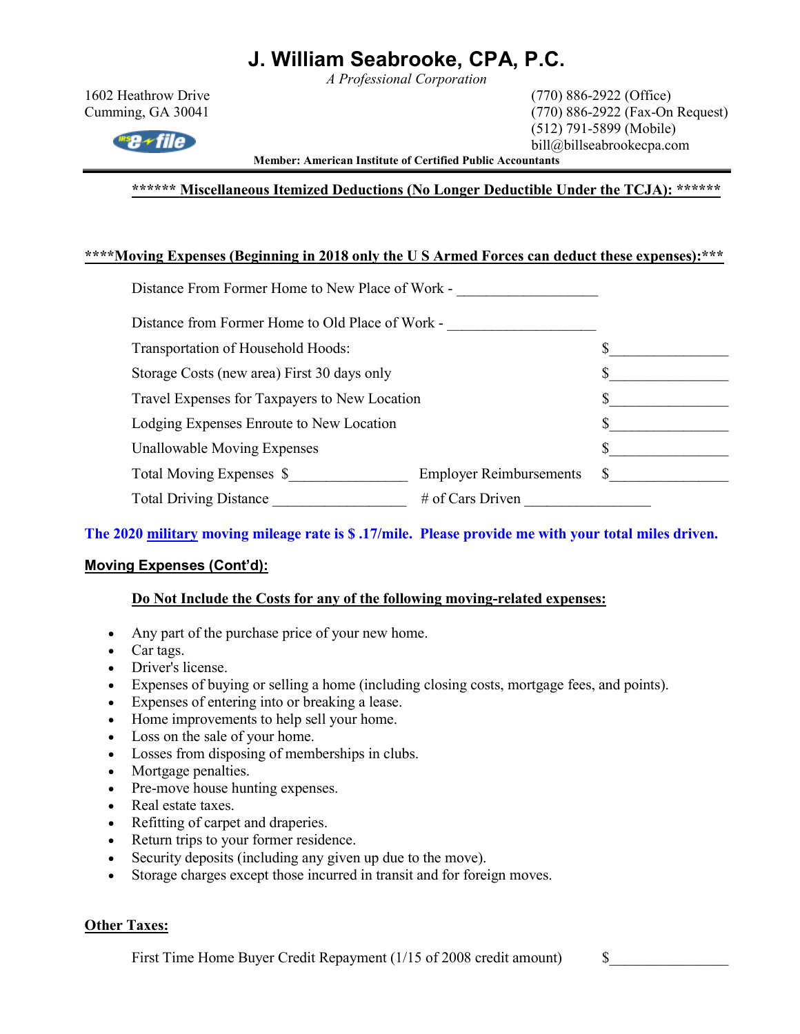# J. William Seabrooke, CPA, P.C.

*A Professional Corporation*

1602 Heathrow Drive
Cumming, GA 30041

(770) 886-2922 (Office)
(770) 886-2922 (Fax-On Request)
(512) 791-5899 (Mobile)
bill@billseabrookecpa.com

**Member: American Institute of Certified Public Accountants**

**\*\*\*\*\*\* Miscellaneous Itemized Deductions (No Longer Deductible Under the TCJA): \*\*\*\*\*\***

**\*\*\*\*Moving Expenses (Beginning in 2018 only the U S Armed Forces can deduct these expenses):\*\*\***

Distance From Former Home to New Place of Work - ___________________

Distance from Former Home to Old Place of Work - ___________________

Transportation of Household Hoods: $________________

Storage Costs (new area) First 30 days only $________________

Travel Expenses for Taxpayers to New Location $________________

Lodging Expenses Enroute to New Location $________________

Unallowable Moving Expenses $________________

Total Moving Expenses $________________ Employer Reimbursements $________________

Total Driving Distance __________________ # of Cars Driven _________________

**The 2020 military moving mileage rate is $ .17/mile. Please provide me with your total miles driven.**

**Moving Expenses (Cont'd):**

**Do Not Include the Costs for any of the following moving-related expenses:**

- Any part of the purchase price of your new home.
- Car tags.
- Driver's license.
- Expenses of buying or selling a home (including closing costs, mortgage fees, and points).
- Expenses of entering into or breaking a lease.
- Home improvements to help sell your home.
- Loss on the sale of your home.
- Losses from disposing of memberships in clubs.
- Mortgage penalties.
- Pre-move house hunting expenses.
- Real estate taxes.
- Refitting of carpet and draperies.
- Return trips to your former residence.
- Security deposits (including any given up due to the move).
- Storage charges except those incurred in transit and for foreign moves.

**Other Taxes:**

First Time Home Buyer Credit Repayment (1/15 of 2008 credit amount) $________________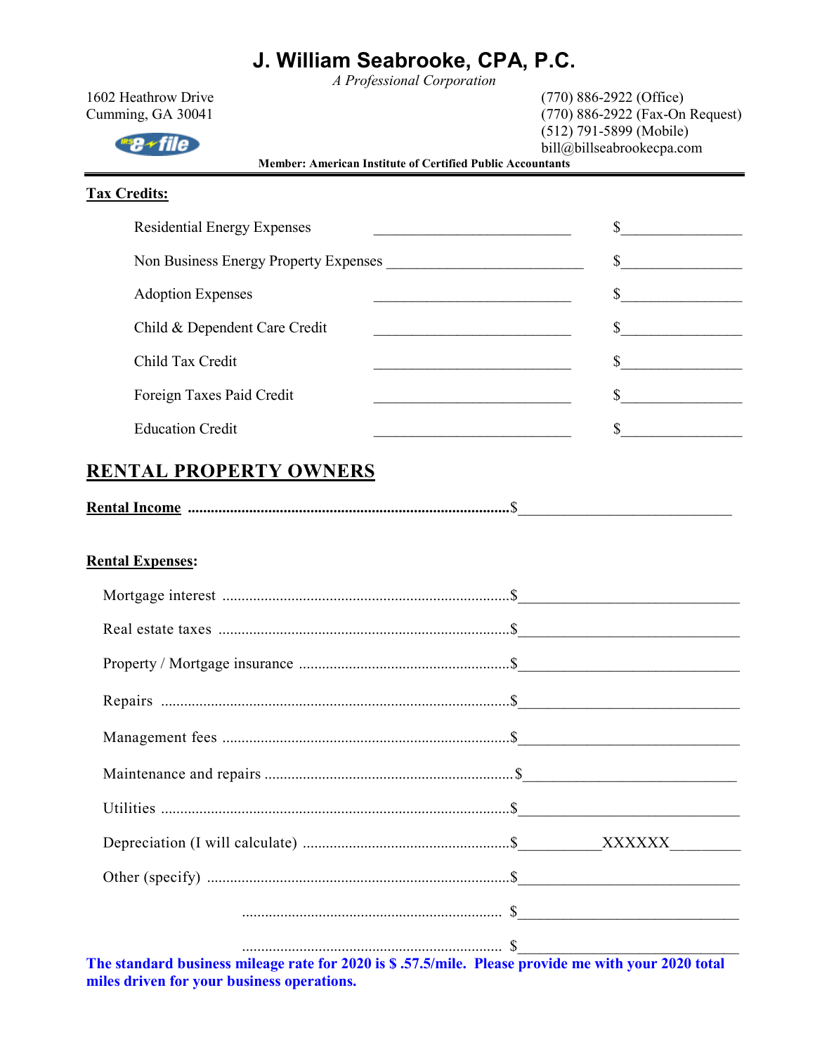# J. William Seabrooke, CPA, P.C.

*A Professional Corporation*

1602 Heathrow Drive
Cumming, GA 30041

(770) 886-2922 (Office)
(770) 886-2922 (Fax-On Request)
(512) 791-5899 (Mobile)
bill@billseabrookecpa.com

**Member: American Institute of Certified Public Accountants**

---

**Tax Credits:**

Residential Energy Expenses ______________________________ $________________

Non Business Energy Property Expenses ______________________________ $________________

Adoption Expenses ______________________________ $________________

Child & Dependent Care Credit ______________________________ $________________

Child Tax Credit ______________________________ $________________

Foreign Taxes Paid Credit ______________________________ $________________

Education Credit ______________________________ $________________

## RENTAL PROPERTY OWNERS

**Rental Income** ..........................................................................$____________________________

**Rental Expenses:**

Mortgage interest ..........................................................................$____________________________

Real estate taxes ..........................................................................$____________________________

Property / Mortgage insurance ......................................................$____________________________

Repairs ..........................................................................................$____________________________

Management fees ..........................................................................$____________________________

Maintenance and repairs ..............................................................$____________________________

Utilities ..........................................................................................$____________________________

Depreciation (I will calculate) ......................................................$__________XXXXXX________

Other (specify) ..............................................................................$____________________________

..................................................................... $____________________________

..................................................................... $____________________________

**The standard business mileage rate for 2020 is $ .57.5/mile. Please provide me with your 2020 total miles driven for your business operations.**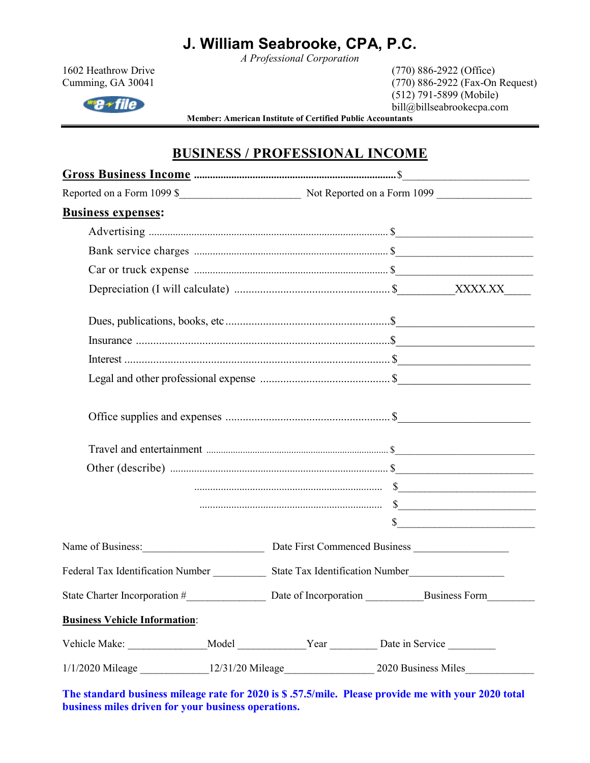# J. William Seabrooke, CPA, P.C.

*A Professional Corporation*

1602 Heathrow Drive
Cumming, GA 30041

(770) 886-2922 (Office)
(770) 886-2922 (Fax-On Request)
(512) 791-5899 (Mobile)
bill@billseabrookecpa.com

**Member: American Institute of Certified Public Accountants**

## BUSINESS / PROFESSIONAL INCOME

**Gross Business Income** ........................................................................... $______________________

Reported on a Form 1099 $______________________ Not Reported on a Form 1099 _________________

**Business expenses:**

Advertising ........................................................................................ $______________________

Bank service charges ....................................................................... $______________________

Car or truck expense ....................................................................... $______________________

Depreciation (I will calculate) ...................................................... $_________XXXX.XX_____

Dues, publications, books, etc ......................................................... $______________________

Insurance ......................................................................................... $______________________

Interest ............................................................................................ $______________________

Legal and other professional expense ............................................. $______________________

Office supplies and expenses ......................................................... $______________________

Travel and entertainment ............................................................... $______________________

Other (describe) ............................................................................... $______________________

...................................................................... $______________________

.................................................................... $______________________

$______________________

Name of Business:______________________ Date First Commenced Business _________________

Federal Tax Identification Number __________ State Tax Identification Number_________________

State Charter Incorporation #______________ Date of Incorporation __________Business Form________

**Business Vehicle Information**:

Vehicle Make: ______________Model ____________Year ________ Date in Service ________

1/1/2020 Mileage ____________12/31/20 Mileage________________ 2020 Business Miles____________

**The standard business mileage rate for 2020 is $ .57.5/mile. Please provide me with your 2020 total business miles driven for your business operations.**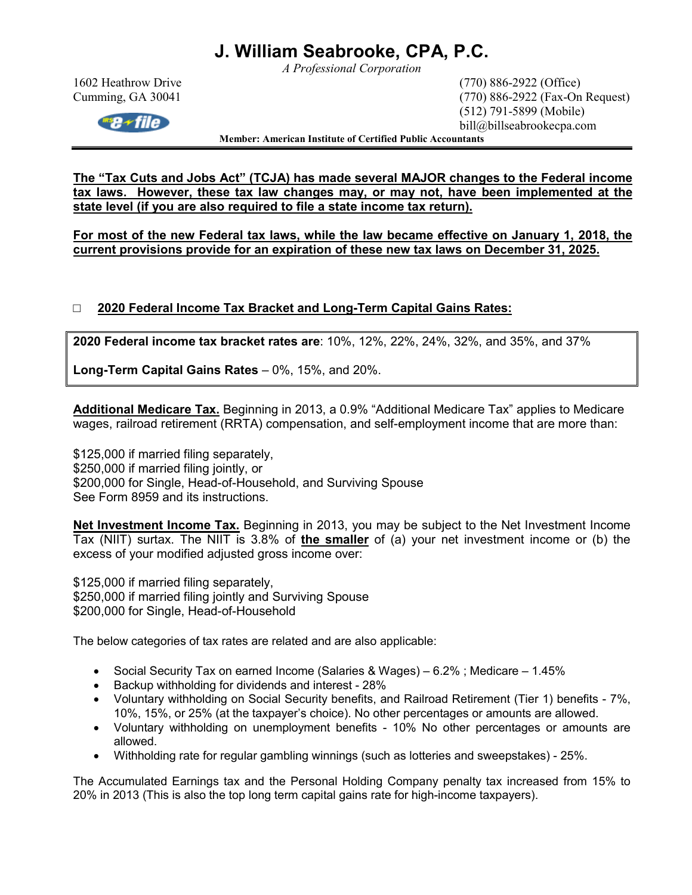# J. William Seabrooke, CPA, P.C.

*A Professional Corporation*

1602 Heathrow Drive
Cumming, GA 30041

(770) 886-2922 (Office)
(770) 886-2922 (Fax-On Request)
(512) 791-5899 (Mobile)
bill@billseabrookecpa.com

**Member: American Institute of Certified Public Accountants**

---

**The "Tax Cuts and Jobs Act" (TCJA) has made several MAJOR changes to the Federal income tax laws. However, these tax law changes may, or may not, have been implemented at the state level (if you are also required to file a state income tax return).**

**For most of the new Federal tax laws, while the law became effective on January 1, 2018, the current provisions provide for an expiration of these new tax laws on December 31, 2025.**

☐ **2020 Federal Income Tax Bracket and Long-Term Capital Gains Rates:**

**2020 Federal income tax bracket rates are**: 10%, 12%, 22%, 24%, 32%, and 35%, and 37%

**Long-Term Capital Gains Rates** – 0%, 15%, and 20%.

**Additional Medicare Tax.** Beginning in 2013, a 0.9% "Additional Medicare Tax" applies to Medicare wages, railroad retirement (RRTA) compensation, and self-employment income that are more than:

$125,000 if married filing separately,
$250,000 if married filing jointly, or
$200,000 for Single, Head-of-Household, and Surviving Spouse
See Form 8959 and its instructions.

**Net Investment Income Tax.** Beginning in 2013, you may be subject to the Net Investment Income Tax (NIIT) surtax. The NIIT is 3.8% of **the smaller** of (a) your net investment income or (b) the excess of your modified adjusted gross income over:

$125,000 if married filing separately,
$250,000 if married filing jointly and Surviving Spouse
$200,000 for Single, Head-of-Household

The below categories of tax rates are related and are also applicable:

- Social Security Tax on earned Income (Salaries & Wages) – 6.2% ; Medicare – 1.45%
- Backup withholding for dividends and interest - 28%
- Voluntary withholding on Social Security benefits, and Railroad Retirement (Tier 1) benefits - 7%, 10%, 15%, or 25% (at the taxpayer's choice). No other percentages or amounts are allowed.
- Voluntary withholding on unemployment benefits - 10% No other percentages or amounts are allowed.
- Withholding rate for regular gambling winnings (such as lotteries and sweepstakes) - 25%.

The Accumulated Earnings tax and the Personal Holding Company penalty tax increased from 15% to 20% in 2013 (This is also the top long term capital gains rate for high-income taxpayers).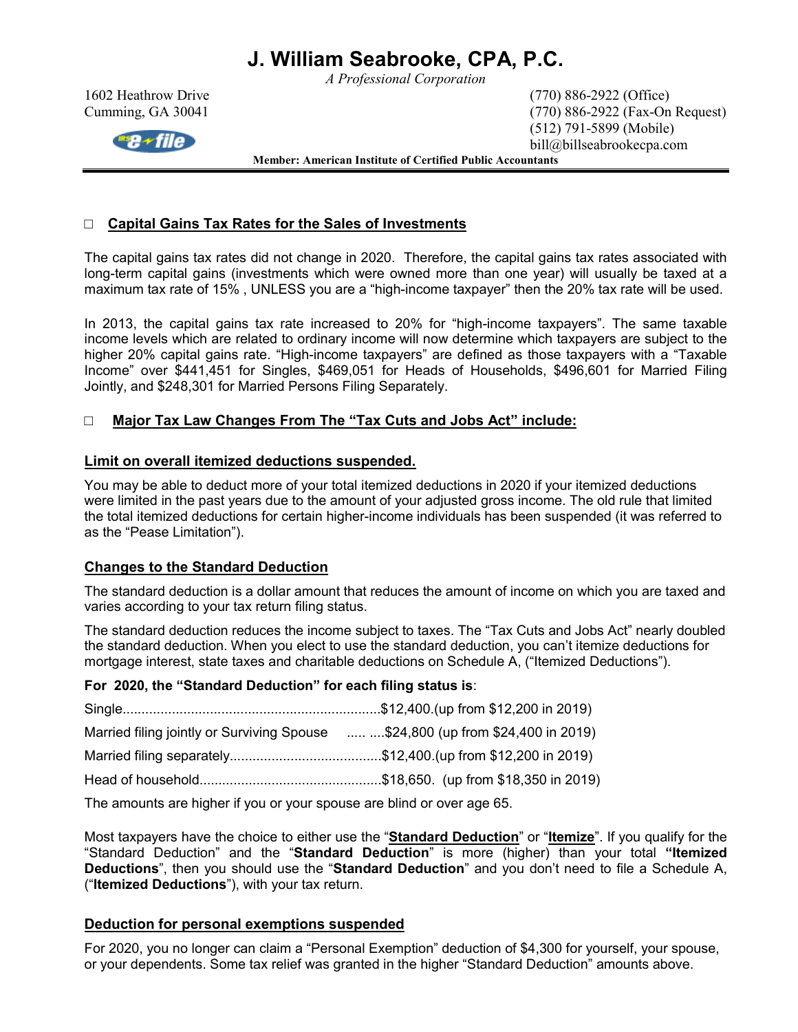# J. William Seabrooke, CPA, P.C.

*A Professional Corporation*

1602 Heathrow Drive
Cumming, GA 30041

(770) 886-2922 (Office)
(770) 886-2922 (Fax-On Request)
(512) 791-5899 (Mobile)
bill@billseabrookecpa.com

**Member: American Institute of Certified Public Accountants**

---

## □ Capital Gains Tax Rates for the Sales of Investments

The capital gains tax rates did not change in 2020. Therefore, the capital gains tax rates associated with long-term capital gains (investments which were owned more than one year) will usually be taxed at a maximum tax rate of 15% , UNLESS you are a "high-income taxpayer" then the 20% tax rate will be used.

In 2013, the capital gains tax rate increased to 20% for "high-income taxpayers". The same taxable income levels which are related to ordinary income will now determine which taxpayers are subject to the higher 20% capital gains rate. "High-income taxpayers" are defined as those taxpayers with a "Taxable Income" over $441,451 for Singles, $469,051 for Heads of Households, $496,601 for Married Filing Jointly, and $248,301 for Married Persons Filing Separately.

## □ Major Tax Law Changes From The "Tax Cuts and Jobs Act" include:

### Limit on overall itemized deductions suspended.

You may be able to deduct more of your total itemized deductions in 2020 if your itemized deductions were limited in the past years due to the amount of your adjusted gross income. The old rule that limited the total itemized deductions for certain higher-income individuals has been suspended (it was referred to as the "Pease Limitation").

### Changes to the Standard Deduction

The standard deduction is a dollar amount that reduces the amount of income on which you are taxed and varies according to your tax return filing status.

The standard deduction reduces the income subject to taxes. The "Tax Cuts and Jobs Act" nearly doubled the standard deduction. When you elect to use the standard deduction, you can't itemize deductions for mortgage interest, state taxes and charitable deductions on Schedule A, ("Itemized Deductions").

**For 2020, the "Standard Deduction" for each filing status is**:

Single....................................................................$12,400.(up from $12,200 in 2019)

Married filing jointly or Surviving Spouse ..... ....$24,800 (up from $24,400 in 2019)

Married filing separately........................................$12,400.(up from $12,200 in 2019)

Head of household................................................$18,650. (up from $18,350 in 2019)

The amounts are higher if you or your spouse are blind or over age 65.

Most taxpayers have the choice to either use the "**Standard Deduction**" or "**Itemize**". If you qualify for the "Standard Deduction" and the "**Standard Deduction**" is more (higher) than your total **"Itemized Deductions**", then you should use the "**Standard Deduction**" and you don't need to file a Schedule A, ("**Itemized Deductions**"), with your tax return.

### Deduction for personal exemptions suspended

For 2020, you no longer can claim a "Personal Exemption" deduction of $4,300 for yourself, your spouse, or your dependents. Some tax relief was granted in the higher "Standard Deduction" amounts above.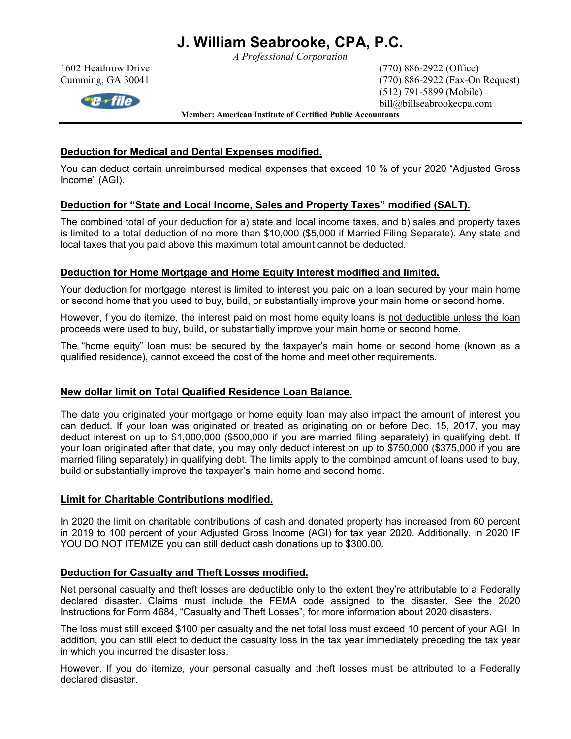# J. William Seabrooke, CPA, P.C.

*A Professional Corporation*

1602 Heathrow Drive
Cumming, GA 30041

(770) 886-2922 (Office)
(770) 886-2922 (Fax-On Request)
(512) 791-5899 (Mobile)
bill@billseabrookecpa.com

**Member: American Institute of Certified Public Accountants**

---

**Deduction for Medical and Dental Expenses modified.**

You can deduct certain unreimbursed medical expenses that exceed 10 % of your 2020 "Adjusted Gross Income" (AGI).

**Deduction for "State and Local Income, Sales and Property Taxes" modified (SALT).**

The combined total of your deduction for a) state and local income taxes, and b) sales and property taxes is limited to a total deduction of no more than $10,000 ($5,000 if Married Filing Separate). Any state and local taxes that you paid above this maximum total amount cannot be deducted.

**Deduction for Home Mortgage and Home Equity Interest modified and limited.**

Your deduction for mortgage interest is limited to interest you paid on a loan secured by your main home or second home that you used to buy, build, or substantially improve your main home or second home.

However, f you do itemize, the interest paid on most home equity loans is not deductible unless the loan proceeds were used to buy, build, or substantially improve your main home or second home.

The "home equity" loan must be secured by the taxpayer's main home or second home (known as a qualified residence), cannot exceed the cost of the home and meet other requirements.

**New dollar limit on Total Qualified Residence Loan Balance.**

The date you originated your mortgage or home equity loan may also impact the amount of interest you can deduct. If your loan was originated or treated as originating on or before Dec. 15, 2017, you may deduct interest on up to $1,000,000 ($500,000 if you are married filing separately) in qualifying debt. If your loan originated after that date, you may only deduct interest on up to $750,000 ($375,000 if you are married filing separately) in qualifying debt. The limits apply to the combined amount of loans used to buy, build or substantially improve the taxpayer's main home and second home.

**Limit for Charitable Contributions modified.**

In 2020 the limit on charitable contributions of cash and donated property has increased from 60 percent in 2019 to 100 percent of your Adjusted Gross Income (AGI) for tax year 2020. Additionally, in 2020 IF YOU DO NOT ITEMIZE you can still deduct cash donations up to $300.00.

**Deduction for Casualty and Theft Losses modified.**

Net personal casualty and theft losses are deductible only to the extent they're attributable to a Federally declared disaster. Claims must include the FEMA code assigned to the disaster. See the 2020 Instructions for Form 4684, "Casualty and Theft Losses", for more information about 2020 disasters.

The loss must still exceed $100 per casualty and the net total loss must exceed 10 percent of your AGI. In addition, you can still elect to deduct the casualty loss in the tax year immediately preceding the tax year in which you incurred the disaster loss.

However, If you do itemize, your personal casualty and theft losses must be attributed to a Federally declared disaster.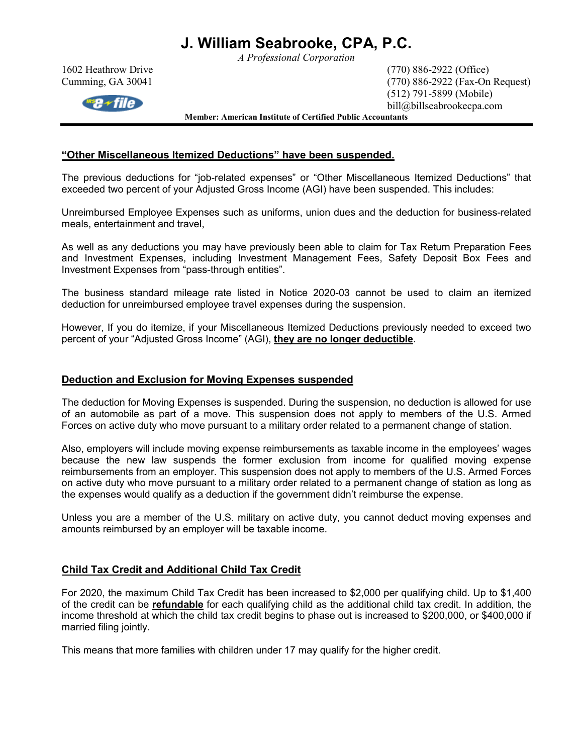# J. William Seabrooke, CPA, P.C.

*A Professional Corporation*

1602 Heathrow Drive
Cumming, GA 30041

(770) 886-2922 (Office)
(770) 886-2922 (Fax-On Request)
(512) 791-5899 (Mobile)
bill@billseabrookecpa.com

**Member: American Institute of Certified Public Accountants**

---

## **“Other Miscellaneous Itemized Deductions” have been suspended.**

The previous deductions for “job-related expenses” or “Other Miscellaneous Itemized Deductions” that exceeded two percent of your Adjusted Gross Income (AGI) have been suspended. This includes:

Unreimbursed Employee Expenses such as uniforms, union dues and the deduction for business-related meals, entertainment and travel,

As well as any deductions you may have previously been able to claim for Tax Return Preparation Fees and Investment Expenses, including Investment Management Fees, Safety Deposit Box Fees and Investment Expenses from “pass-through entities”.

The business standard mileage rate listed in Notice 2020-03 cannot be used to claim an itemized deduction for unreimbursed employee travel expenses during the suspension.

However, If you do itemize, if your Miscellaneous Itemized Deductions previously needed to exceed two percent of your “Adjusted Gross Income” (AGI), **they are no longer deductible**.

## **Deduction and Exclusion for Moving Expenses suspended**

The deduction for Moving Expenses is suspended. During the suspension, no deduction is allowed for use of an automobile as part of a move. This suspension does not apply to members of the U.S. Armed Forces on active duty who move pursuant to a military order related to a permanent change of station.

Also, employers will include moving expense reimbursements as taxable income in the employees’ wages because the new law suspends the former exclusion from income for qualified moving expense reimbursements from an employer. This suspension does not apply to members of the U.S. Armed Forces on active duty who move pursuant to a military order related to a permanent change of station as long as the expenses would qualify as a deduction if the government didn’t reimburse the expense.

Unless you are a member of the U.S. military on active duty, you cannot deduct moving expenses and amounts reimbursed by an employer will be taxable income.

## **Child Tax Credit and Additional Child Tax Credit**

For 2020, the maximum Child Tax Credit has been increased to $2,000 per qualifying child. Up to $1,400 of the credit can be **refundable** for each qualifying child as the additional child tax credit. In addition, the income threshold at which the child tax credit begins to phase out is increased to $200,000, or $400,000 if married filing jointly.

This means that more families with children under 17 may qualify for the higher credit.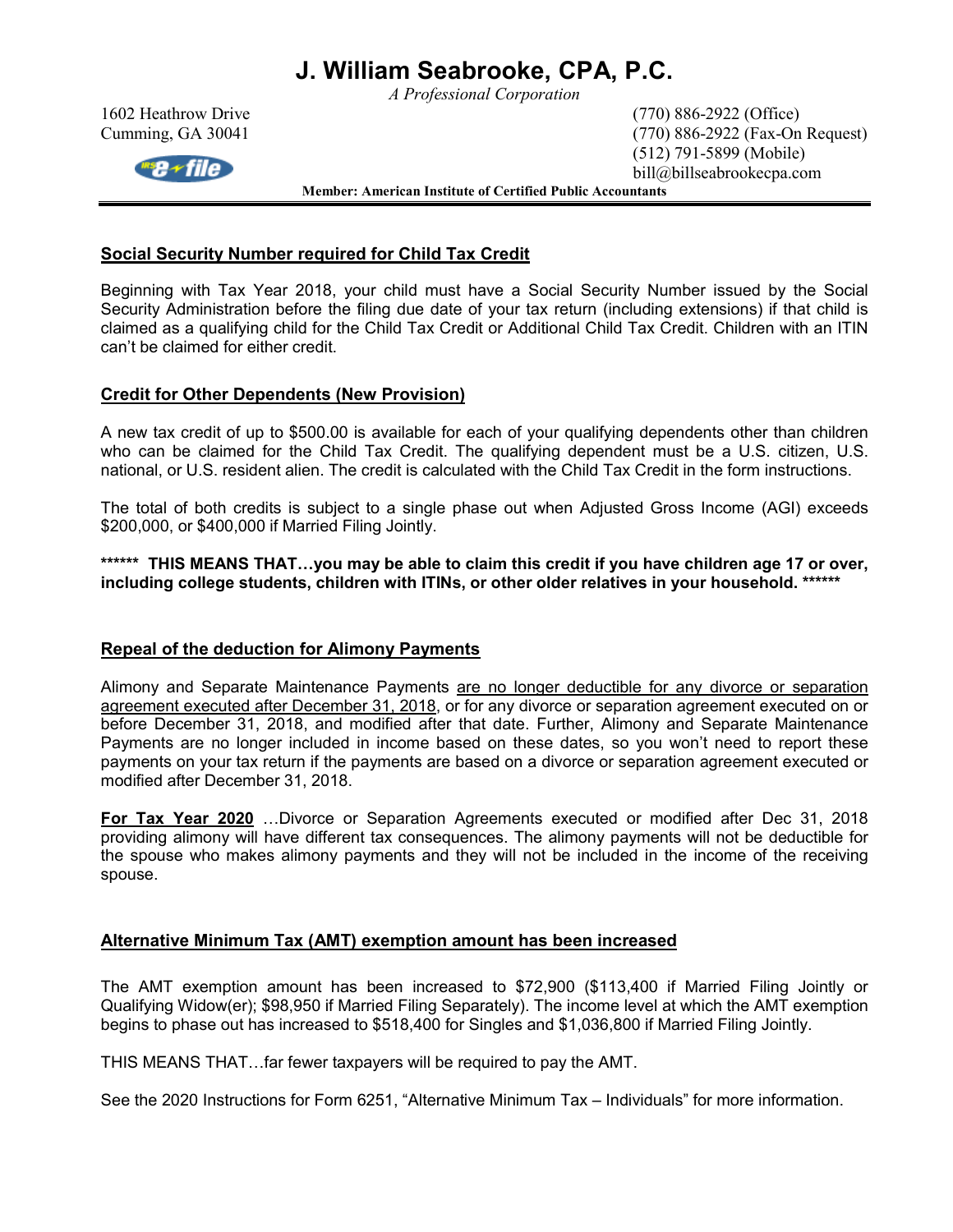# J. William Seabrooke, CPA, P.C.

*A Professional Corporation*

1602 Heathrow Drive
Cumming, GA 30041

(770) 886-2922 (Office)
(770) 886-2922 (Fax-On Request)
(512) 791-5899 (Mobile)
bill@billseabrookecpa.com

**Member: American Institute of Certified Public Accountants**

---

## Social Security Number required for Child Tax Credit

Beginning with Tax Year 2018, your child must have a Social Security Number issued by the Social Security Administration before the filing due date of your tax return (including extensions) if that child is claimed as a qualifying child for the Child Tax Credit or Additional Child Tax Credit. Children with an ITIN can't be claimed for either credit.

## Credit for Other Dependents (New Provision)

A new tax credit of up to $500.00 is available for each of your qualifying dependents other than children who can be claimed for the Child Tax Credit. The qualifying dependent must be a U.S. citizen, U.S. national, or U.S. resident alien. The credit is calculated with the Child Tax Credit in the form instructions.

The total of both credits is subject to a single phase out when Adjusted Gross Income (AGI) exceeds $200,000, or $400,000 if Married Filing Jointly.

**\*\*\*\*\*\* THIS MEANS THAT…you may be able to claim this credit if you have children age 17 or over, including college students, children with ITINs, or other older relatives in your household. \*\*\*\*\*\***

## Repeal of the deduction for Alimony Payments

Alimony and Separate Maintenance Payments <u>are no longer deductible for any divorce or separation agreement executed after December 31, 2018</u>, or for any divorce or separation agreement executed on or before December 31, 2018, and modified after that date. Further, Alimony and Separate Maintenance Payments are no longer included in income based on these dates, so you won't need to report these payments on your tax return if the payments are based on a divorce or separation agreement executed or modified after December 31, 2018.

**<u>For Tax Year 2020</u>** …Divorce or Separation Agreements executed or modified after Dec 31, 2018 providing alimony will have different tax consequences. The alimony payments will not be deductible for the spouse who makes alimony payments and they will not be included in the income of the receiving spouse.

## Alternative Minimum Tax (AMT) exemption amount has been increased

The AMT exemption amount has been increased to $72,900 ($113,400 if Married Filing Jointly or Qualifying Widow(er); $98,950 if Married Filing Separately). The income level at which the AMT exemption begins to phase out has increased to $518,400 for Singles and $1,036,800 if Married Filing Jointly.

THIS MEANS THAT…far fewer taxpayers will be required to pay the AMT.

See the 2020 Instructions for Form 6251, "Alternative Minimum Tax – Individuals" for more information.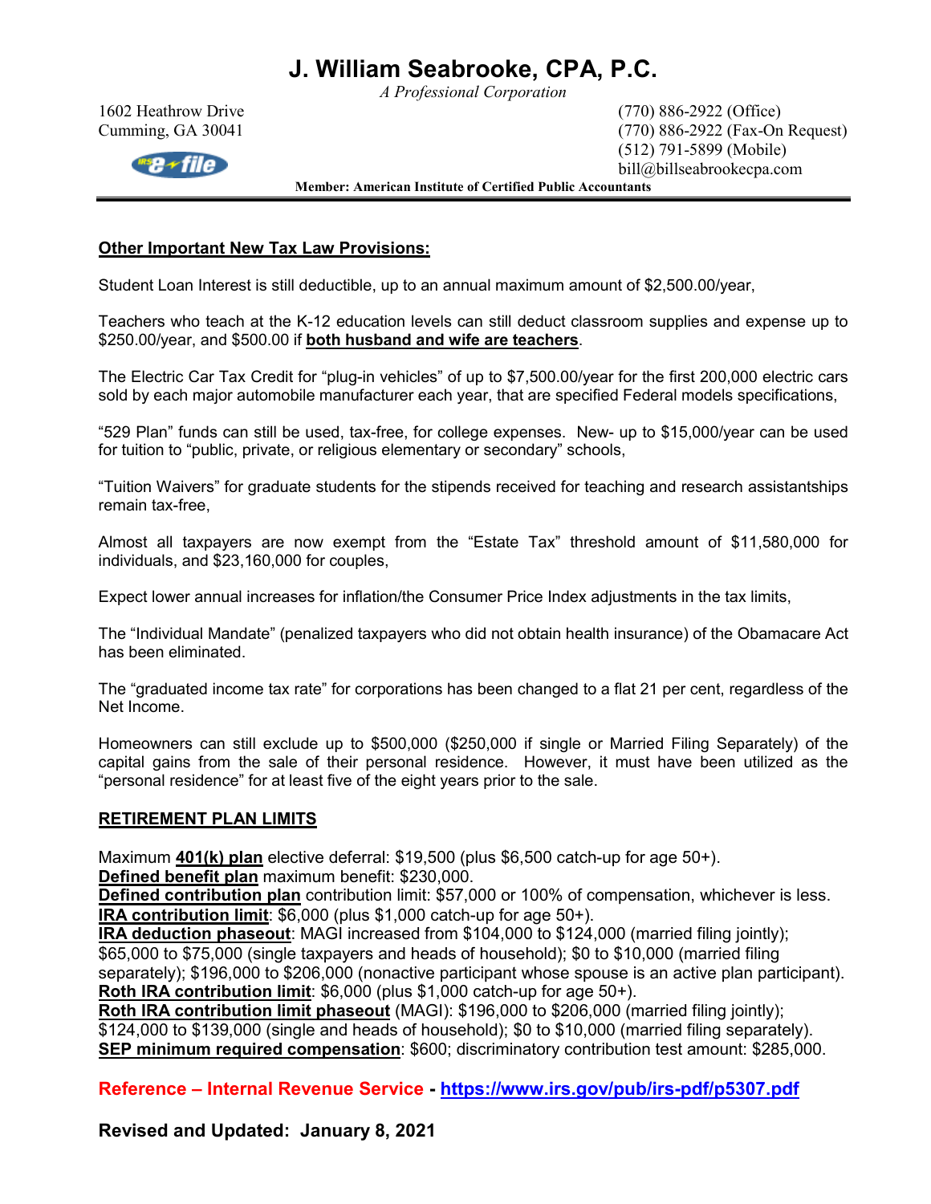# J. William Seabrooke, CPA, P.C.

*A Professional Corporation*

1602 Heathrow Drive
Cumming, GA 30041

(770) 886-2922 (Office)
(770) 886-2922 (Fax-On Request)
(512) 791-5899 (Mobile)
bill@billseabrookecpa.com

**Member: American Institute of Certified Public Accountants**

**Other Important New Tax Law Provisions:**

Student Loan Interest is still deductible, up to an annual maximum amount of $2,500.00/year,

Teachers who teach at the K-12 education levels can still deduct classroom supplies and expense up to $250.00/year, and $500.00 if **both husband and wife are teachers**.

The Electric Car Tax Credit for "plug-in vehicles" of up to $7,500.00/year for the first 200,000 electric cars sold by each major automobile manufacturer each year, that are specified Federal models specifications,

"529 Plan" funds can still be used, tax-free, for college expenses. New- up to $15,000/year can be used for tuition to "public, private, or religious elementary or secondary" schools,

"Tuition Waivers" for graduate students for the stipends received for teaching and research assistantships remain tax-free,

Almost all taxpayers are now exempt from the "Estate Tax" threshold amount of $11,580,000 for individuals, and $23,160,000 for couples,

Expect lower annual increases for inflation/the Consumer Price Index adjustments in the tax limits,

The "Individual Mandate" (penalized taxpayers who did not obtain health insurance) of the Obamacare Act has been eliminated.

The "graduated income tax rate" for corporations has been changed to a flat 21 per cent, regardless of the Net Income.

Homeowners can still exclude up to $500,000 ($250,000 if single or Married Filing Separately) of the capital gains from the sale of their personal residence. However, it must have been utilized as the "personal residence" for at least five of the eight years prior to the sale.

**RETIREMENT PLAN LIMITS**

Maximum **401(k) plan** elective deferral: $19,500 (plus $6,500 catch-up for age 50+).
**Defined benefit plan** maximum benefit: $230,000.
**Defined contribution plan** contribution limit: $57,000 or 100% of compensation, whichever is less.
**IRA contribution limit**: $6,000 (plus $1,000 catch-up for age 50+).
**IRA deduction phaseout**: MAGI increased from $104,000 to $124,000 (married filing jointly); $65,000 to $75,000 (single taxpayers and heads of household); $0 to $10,000 (married filing separately); $196,000 to $206,000 (nonactive participant whose spouse is an active plan participant).
**Roth IRA contribution limit**: $6,000 (plus $1,000 catch-up for age 50+).
**Roth IRA contribution limit phaseout** (MAGI): $196,000 to $206,000 (married filing jointly); $124,000 to $139,000 (single and heads of household); $0 to $10,000 (married filing separately).
**SEP minimum required compensation**: $600; discriminatory contribution test amount: $285,000.

**Reference – Internal Revenue Service - https://www.irs.gov/pub/irs-pdf/p5307.pdf**

**Revised and Updated: January 8, 2021**